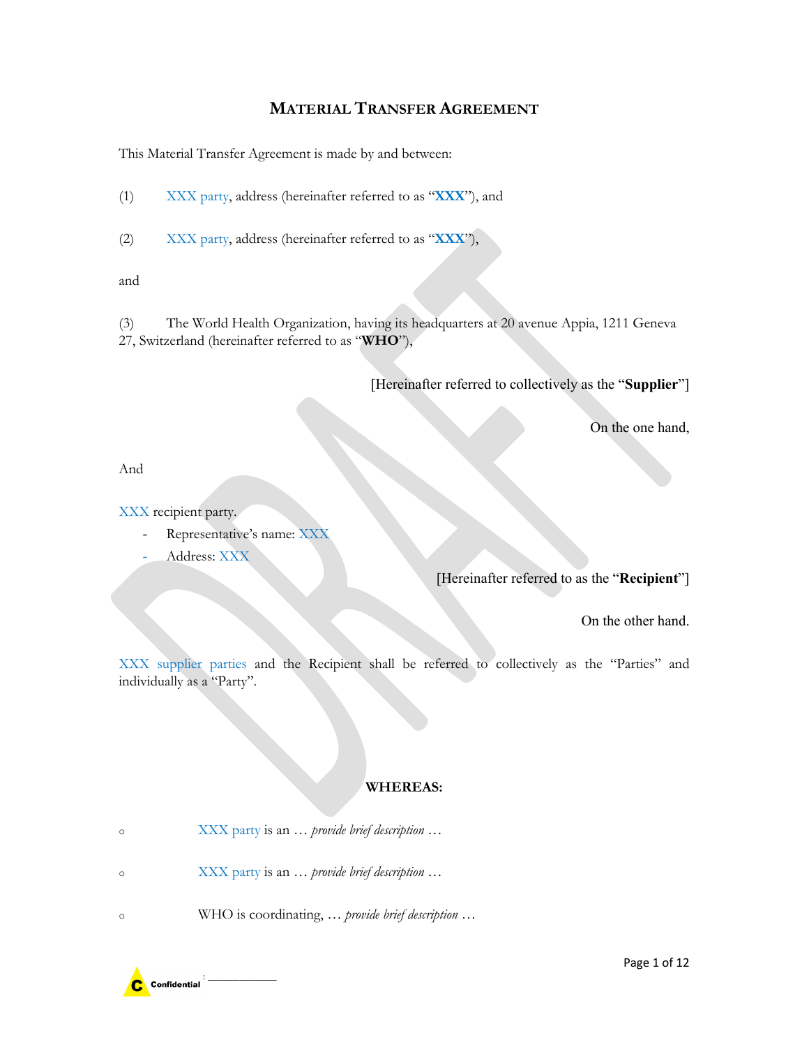# MATERIAL TRANSFER AGREEMENT

This Material Transfer Agreement is made by and between:

(1) XXX party, address (hereinafter referred to as "**XXX**"), and

(2) XXX party, address (hereinafter referred to as "**XXX**"),

and

(3) The World Health Organization, having its headquarters at 20 avenue Appia, 1211 Geneva 27, Switzerland (hereinafter referred to as "**WHO**"),

[Hereinafter referred to collectively as the "**Supplier**"]

On the one hand,

And

XXX recipient party.

- Representative's name: XXX
- Address: XXX

[Hereinafter referred to as the "**Recipient**"]

On the other hand.

XXX supplier parties and the Recipient shall be referred to collectively as the "Parties" and individually as a "Party".

**WHEREAS:**

- XXX party is an … *provide brief description* …
- XXX party is an … *provide brief description* …
- WHO is coordinating, … *provide brief description* …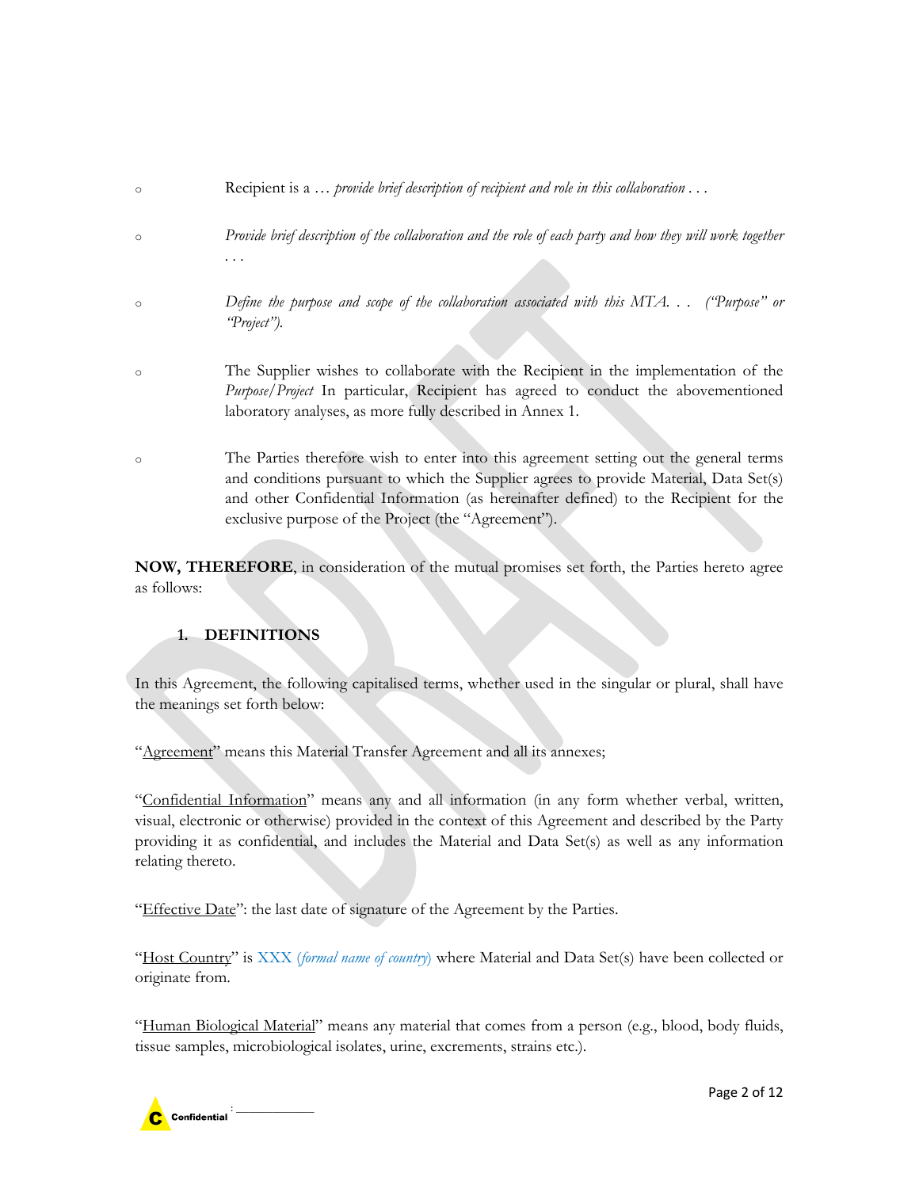- Recipient is a … *provide brief description of recipient and role in this collaboration . . .*

- *Provide brief description of the collaboration and the role of each party and how they will work together . . .*

- *Define the purpose and scope of the collaboration associated with this MTA. . . ("Purpose" or "Project").*

- The Supplier wishes to collaborate with the Recipient in the implementation of the *Purpose/Project* In particular, Recipient has agreed to conduct the abovementioned laboratory analyses, as more fully described in Annex 1.

- The Parties therefore wish to enter into this agreement setting out the general terms and conditions pursuant to which the Supplier agrees to provide Material, Data Set(s) and other Confidential Information (as hereinafter defined) to the Recipient for the exclusive purpose of the Project (the "Agreement").

**NOW, THEREFORE**, in consideration of the mutual promises set forth, the Parties hereto agree as follows:

## 1. DEFINITIONS

In this Agreement, the following capitalised terms, whether used in the singular or plural, shall have the meanings set forth below:

"Agreement" means this Material Transfer Agreement and all its annexes;

"Confidential Information" means any and all information (in any form whether verbal, written, visual, electronic or otherwise) provided in the context of this Agreement and described by the Party providing it as confidential, and includes the Material and Data Set(s) as well as any information relating thereto.

"Effective Date": the last date of signature of the Agreement by the Parties.

"Host Country" is XXX (*formal name of country*) where Material and Data Set(s) have been collected or originate from.

"Human Biological Material" means any material that comes from a person (e.g., blood, body fluids, tissue samples, microbiological isolates, urine, excrements, strains etc.).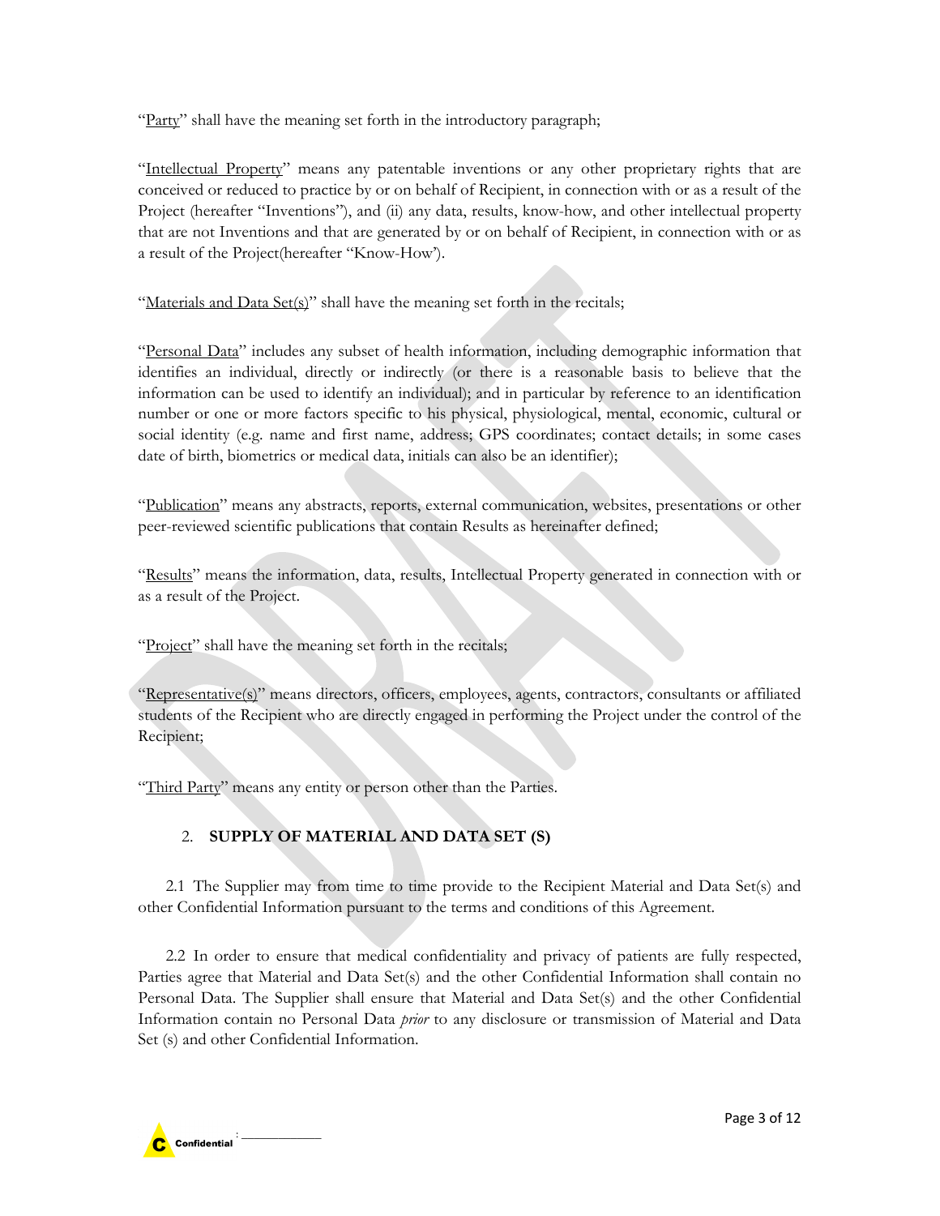"Party" shall have the meaning set forth in the introductory paragraph;

"Intellectual Property" means any patentable inventions or any other proprietary rights that are conceived or reduced to practice by or on behalf of Recipient, in connection with or as a result of the Project (hereafter "Inventions"), and (ii) any data, results, know-how, and other intellectual property that are not Inventions and that are generated by or on behalf of Recipient, in connection with or as a result of the Project(hereafter "Know-How').

"Materials and Data Set(s)" shall have the meaning set forth in the recitals;

"Personal Data" includes any subset of health information, including demographic information that identifies an individual, directly or indirectly (or there is a reasonable basis to believe that the information can be used to identify an individual); and in particular by reference to an identification number or one or more factors specific to his physical, physiological, mental, economic, cultural or social identity (e.g. name and first name, address; GPS coordinates; contact details; in some cases date of birth, biometrics or medical data, initials can also be an identifier);

"Publication" means any abstracts, reports, external communication, websites, presentations or other peer-reviewed scientific publications that contain Results as hereinafter defined;

"Results" means the information, data, results, Intellectual Property generated in connection with or as a result of the Project.

"Project" shall have the meaning set forth in the recitals;

"Representative(s)" means directors, officers, employees, agents, contractors, consultants or affiliated students of the Recipient who are directly engaged in performing the Project under the control of the Recipient;

"Third Party" means any entity or person other than the Parties.

## 2. SUPPLY OF MATERIAL AND DATA SET (S)

2.1 The Supplier may from time to time provide to the Recipient Material and Data Set(s) and other Confidential Information pursuant to the terms and conditions of this Agreement.

2.2 In order to ensure that medical confidentiality and privacy of patients are fully respected, Parties agree that Material and Data Set(s) and the other Confidential Information shall contain no Personal Data. The Supplier shall ensure that Material and Data Set(s) and the other Confidential Information contain no Personal Data *prior* to any disclosure or transmission of Material and Data Set (s) and other Confidential Information.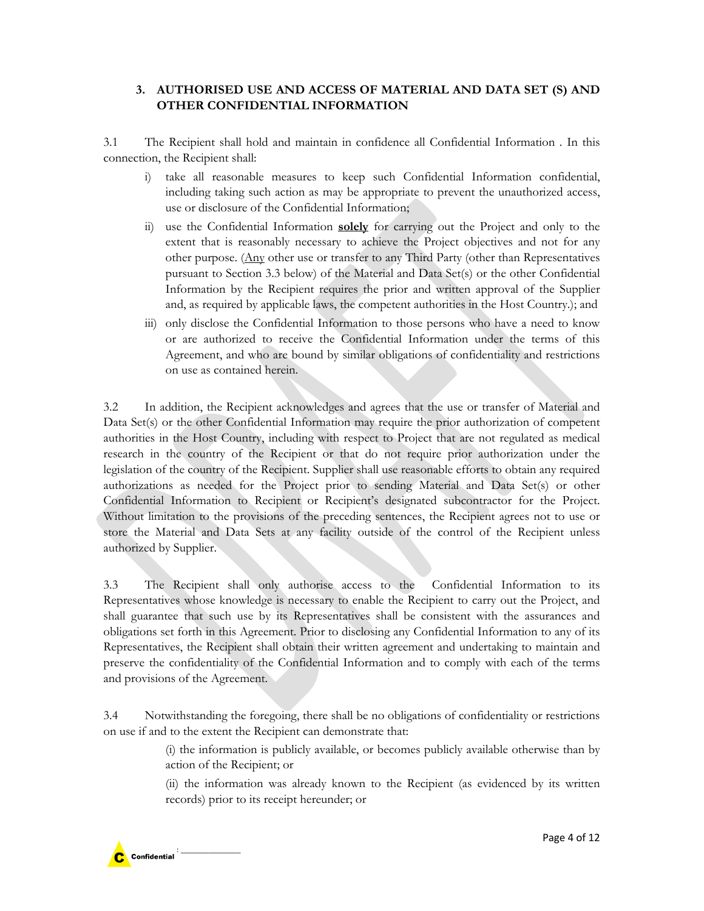## 3. AUTHORISED USE AND ACCESS OF MATERIAL AND DATA SET (S) AND OTHER CONFIDENTIAL INFORMATION

3.1 The Recipient shall hold and maintain in confidence all Confidential Information . In this connection, the Recipient shall:

i) take all reasonable measures to keep such Confidential Information confidential, including taking such action as may be appropriate to prevent the unauthorized access, use or disclosure of the Confidential Information;

ii) use the Confidential Information **<u>solely</u>** for carrying out the Project and only to the extent that is reasonably necessary to achieve the Project objectives and not for any other purpose. (<u>Any</u> other use or transfer to any Third Party (other than Representatives pursuant to Section 3.3 below) of the Material and Data Set(s) or the other Confidential Information by the Recipient requires the prior and written approval of the Supplier and, as required by applicable laws, the competent authorities in the Host Country.); and

iii) only disclose the Confidential Information to those persons who have a need to know or are authorized to receive the Confidential Information under the terms of this Agreement, and who are bound by similar obligations of confidentiality and restrictions on use as contained herein.

3.2 In addition, the Recipient acknowledges and agrees that the use or transfer of Material and Data Set(s) or the other Confidential Information may require the prior authorization of competent authorities in the Host Country, including with respect to Project that are not regulated as medical research in the country of the Recipient or that do not require prior authorization under the legislation of the country of the Recipient. Supplier shall use reasonable efforts to obtain any required authorizations as needed for the Project prior to sending Material and Data Set(s) or other Confidential Information to Recipient or Recipient's designated subcontractor for the Project. Without limitation to the provisions of the preceding sentences, the Recipient agrees not to use or store the Material and Data Sets at any facility outside of the control of the Recipient unless authorized by Supplier.

3.3 The Recipient shall only authorise access to the Confidential Information to its Representatives whose knowledge is necessary to enable the Recipient to carry out the Project, and shall guarantee that such use by its Representatives shall be consistent with the assurances and obligations set forth in this Agreement. Prior to disclosing any Confidential Information to any of its Representatives, the Recipient shall obtain their written agreement and undertaking to maintain and preserve the confidentiality of the Confidential Information and to comply with each of the terms and provisions of the Agreement.

3.4 Notwithstanding the foregoing, there shall be no obligations of confidentiality or restrictions on use if and to the extent the Recipient can demonstrate that:

(i) the information is publicly available, or becomes publicly available otherwise than by action of the Recipient; or

(ii) the information was already known to the Recipient (as evidenced by its written records) prior to its receipt hereunder; or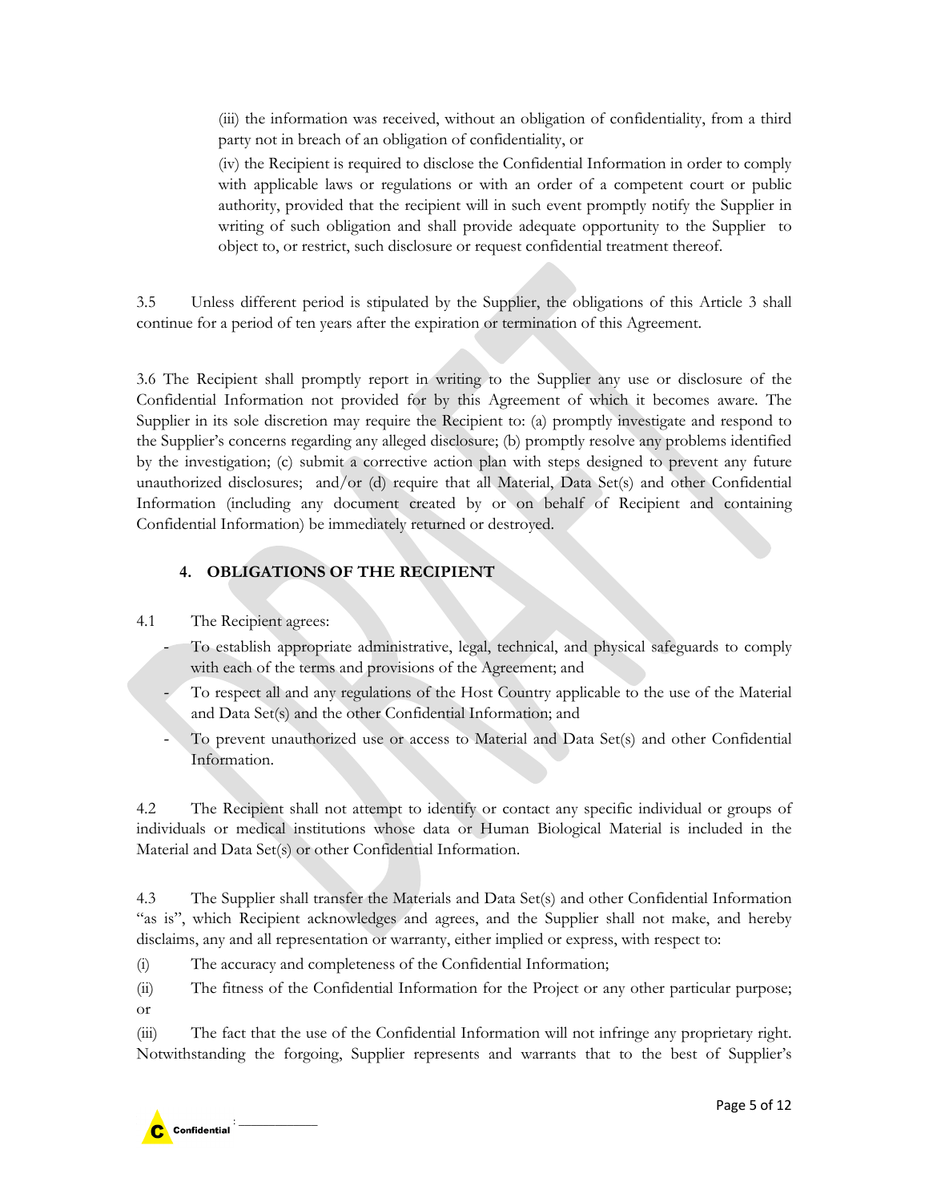(iii) the information was received, without an obligation of confidentiality, from a third party not in breach of an obligation of confidentiality, or

(iv) the Recipient is required to disclose the Confidential Information in order to comply with applicable laws or regulations or with an order of a competent court or public authority, provided that the recipient will in such event promptly notify the Supplier in writing of such obligation and shall provide adequate opportunity to the Supplier to object to, or restrict, such disclosure or request confidential treatment thereof.

3.5 Unless different period is stipulated by the Supplier, the obligations of this Article 3 shall continue for a period of ten years after the expiration or termination of this Agreement.

3.6 The Recipient shall promptly report in writing to the Supplier any use or disclosure of the Confidential Information not provided for by this Agreement of which it becomes aware. The Supplier in its sole discretion may require the Recipient to: (a) promptly investigate and respond to the Supplier's concerns regarding any alleged disclosure; (b) promptly resolve any problems identified by the investigation; (c) submit a corrective action plan with steps designed to prevent any future unauthorized disclosures; and/or (d) require that all Material, Data Set(s) and other Confidential Information (including any document created by or on behalf of Recipient and containing Confidential Information) be immediately returned or destroyed.

## 4. OBLIGATIONS OF THE RECIPIENT

4.1 The Recipient agrees:

- To establish appropriate administrative, legal, technical, and physical safeguards to comply with each of the terms and provisions of the Agreement; and
- To respect all and any regulations of the Host Country applicable to the use of the Material and Data Set(s) and the other Confidential Information; and
- To prevent unauthorized use or access to Material and Data Set(s) and other Confidential Information.

4.2 The Recipient shall not attempt to identify or contact any specific individual or groups of individuals or medical institutions whose data or Human Biological Material is included in the Material and Data Set(s) or other Confidential Information.

4.3 The Supplier shall transfer the Materials and Data Set(s) and other Confidential Information "as is", which Recipient acknowledges and agrees, and the Supplier shall not make, and hereby disclaims, any and all representation or warranty, either implied or express, with respect to:

(i) The accuracy and completeness of the Confidential Information;

(ii) The fitness of the Confidential Information for the Project or any other particular purpose; or

(iii) The fact that the use of the Confidential Information will not infringe any proprietary right. Notwithstanding the forgoing, Supplier represents and warrants that to the best of Supplier's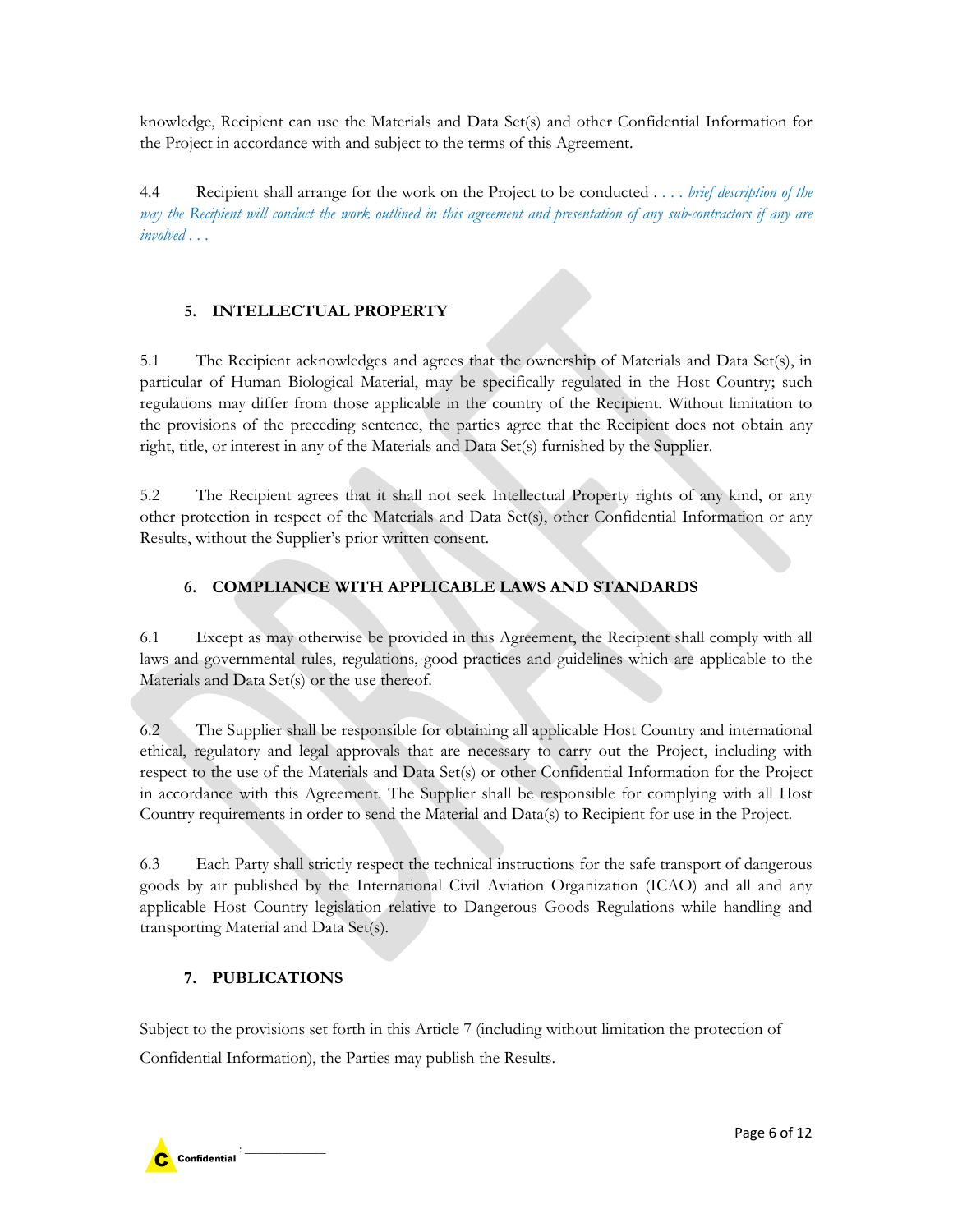knowledge, Recipient can use the Materials and Data Set(s) and other Confidential Information for the Project in accordance with and subject to the terms of this Agreement.

4.4 Recipient shall arrange for the work on the Project to be conducted . . . . *brief description of the way the Recipient will conduct the work outlined in this agreement and presentation of any sub-contractors if any are involved . . .*

## 5. INTELLECTUAL PROPERTY

5.1 The Recipient acknowledges and agrees that the ownership of Materials and Data Set(s), in particular of Human Biological Material, may be specifically regulated in the Host Country; such regulations may differ from those applicable in the country of the Recipient. Without limitation to the provisions of the preceding sentence, the parties agree that the Recipient does not obtain any right, title, or interest in any of the Materials and Data Set(s) furnished by the Supplier.

5.2 The Recipient agrees that it shall not seek Intellectual Property rights of any kind, or any other protection in respect of the Materials and Data Set(s), other Confidential Information or any Results, without the Supplier's prior written consent.

## 6. COMPLIANCE WITH APPLICABLE LAWS AND STANDARDS

6.1 Except as may otherwise be provided in this Agreement, the Recipient shall comply with all laws and governmental rules, regulations, good practices and guidelines which are applicable to the Materials and Data Set(s) or the use thereof.

6.2 The Supplier shall be responsible for obtaining all applicable Host Country and international ethical, regulatory and legal approvals that are necessary to carry out the Project, including with respect to the use of the Materials and Data Set(s) or other Confidential Information for the Project in accordance with this Agreement. The Supplier shall be responsible for complying with all Host Country requirements in order to send the Material and Data(s) to Recipient for use in the Project.

6.3 Each Party shall strictly respect the technical instructions for the safe transport of dangerous goods by air published by the International Civil Aviation Organization (ICAO) and all and any applicable Host Country legislation relative to Dangerous Goods Regulations while handling and transporting Material and Data Set(s).

## 7. PUBLICATIONS

Subject to the provisions set forth in this Article 7 (including without limitation the protection of Confidential Information), the Parties may publish the Results.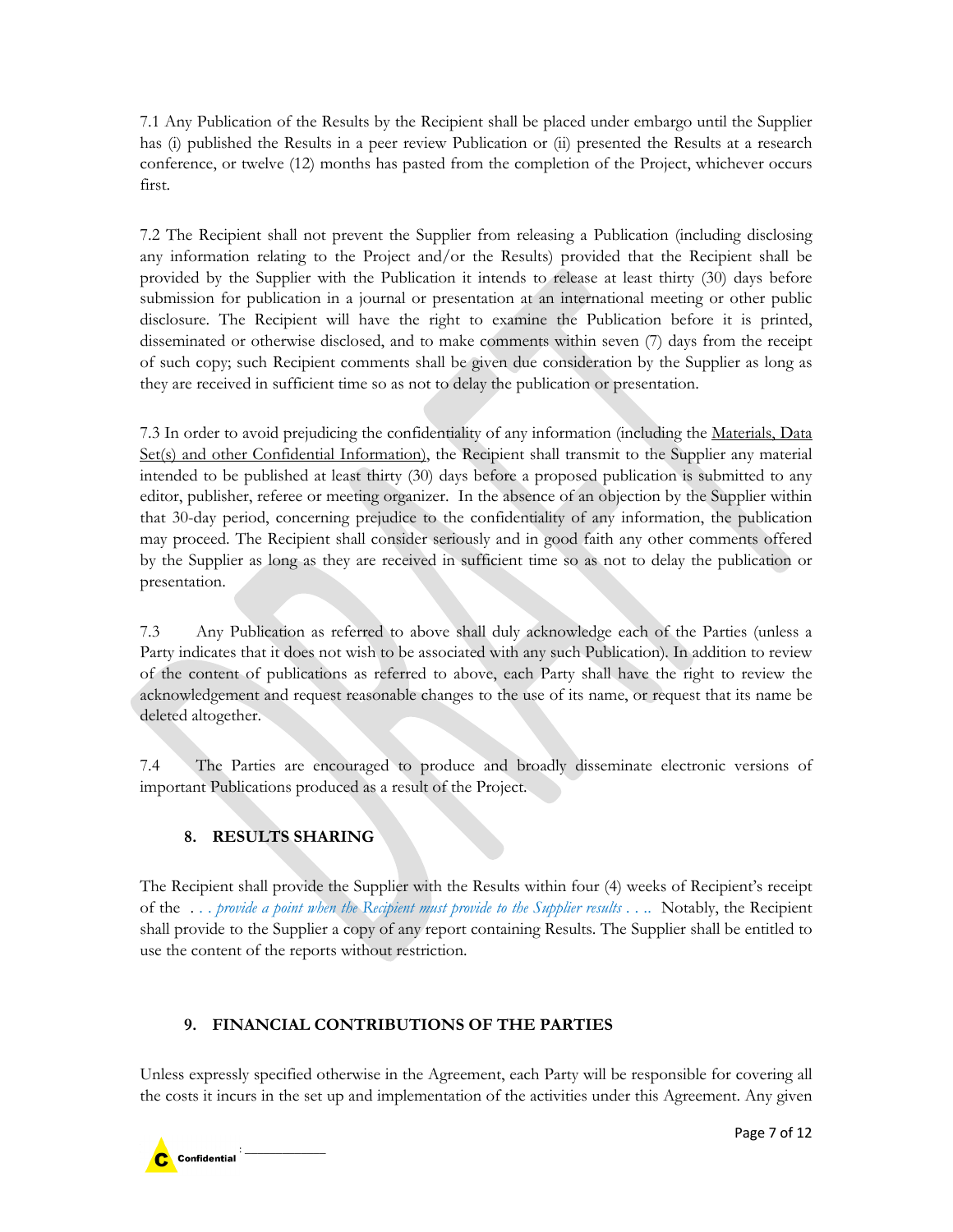7.1 Any Publication of the Results by the Recipient shall be placed under embargo until the Supplier has (i) published the Results in a peer review Publication or (ii) presented the Results at a research conference, or twelve (12) months has pasted from the completion of the Project, whichever occurs first.

7.2 The Recipient shall not prevent the Supplier from releasing a Publication (including disclosing any information relating to the Project and/or the Results) provided that the Recipient shall be provided by the Supplier with the Publication it intends to release at least thirty (30) days before submission for publication in a journal or presentation at an international meeting or other public disclosure. The Recipient will have the right to examine the Publication before it is printed, disseminated or otherwise disclosed, and to make comments within seven (7) days from the receipt of such copy; such Recipient comments shall be given due consideration by the Supplier as long as they are received in sufficient time so as not to delay the publication or presentation.

7.3 In order to avoid prejudicing the confidentiality of any information (including the Materials, Data Set(s) and other Confidential Information), the Recipient shall transmit to the Supplier any material intended to be published at least thirty (30) days before a proposed publication is submitted to any editor, publisher, referee or meeting organizer. In the absence of an objection by the Supplier within that 30-day period, concerning prejudice to the confidentiality of any information, the publication may proceed. The Recipient shall consider seriously and in good faith any other comments offered by the Supplier as long as they are received in sufficient time so as not to delay the publication or presentation.

7.3 Any Publication as referred to above shall duly acknowledge each of the Parties (unless a Party indicates that it does not wish to be associated with any such Publication). In addition to review of the content of publications as referred to above, each Party shall have the right to review the acknowledgement and request reasonable changes to the use of its name, or request that its name be deleted altogether.

7.4 The Parties are encouraged to produce and broadly disseminate electronic versions of important Publications produced as a result of the Project.

## 8. RESULTS SHARING

The Recipient shall provide the Supplier with the Results within four (4) weeks of Recipient's receipt of the *. . . provide a point when the Recipient must provide to the Supplier results . . ..* Notably, the Recipient shall provide to the Supplier a copy of any report containing Results. The Supplier shall be entitled to use the content of the reports without restriction.

## 9. FINANCIAL CONTRIBUTIONS OF THE PARTIES

Unless expressly specified otherwise in the Agreement, each Party will be responsible for covering all the costs it incurs in the set up and implementation of the activities under this Agreement. Any given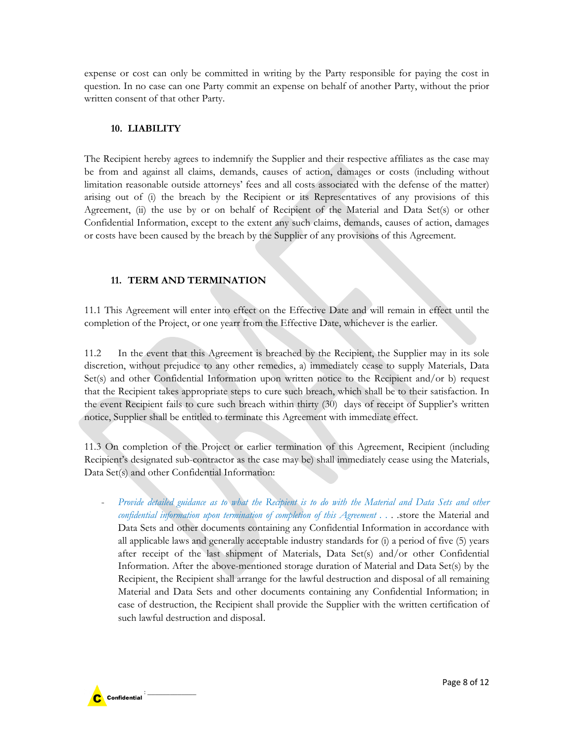expense or cost can only be committed in writing by the Party responsible for paying the cost in question. In no case can one Party commit an expense on behalf of another Party, without the prior written consent of that other Party.

## 10. LIABILITY

The Recipient hereby agrees to indemnify the Supplier and their respective affiliates as the case may be from and against all claims, demands, causes of action, damages or costs (including without limitation reasonable outside attorneys' fees and all costs associated with the defense of the matter) arising out of (i) the breach by the Recipient or its Representatives of any provisions of this Agreement, (ii) the use by or on behalf of Recipient of the Material and Data Set(s) or other Confidential Information, except to the extent any such claims, demands, causes of action, damages or costs have been caused by the breach by the Supplier of any provisions of this Agreement.

## 11. TERM AND TERMINATION

11.1 This Agreement will enter into effect on the Effective Date and will remain in effect until the completion of the Project, or one yearr from the Effective Date, whichever is the earlier.

11.2 In the event that this Agreement is breached by the Recipient, the Supplier may in its sole discretion, without prejudice to any other remedies, a) immediately cease to supply Materials, Data Set(s) and other Confidential Information upon written notice to the Recipient and/or b) request that the Recipient takes appropriate steps to cure such breach, which shall be to their satisfaction. In the event Recipient fails to cure such breach within thirty (30) days of receipt of Supplier's written notice, Supplier shall be entitled to terminate this Agreement with immediate effect.

11.3 On completion of the Project or earlier termination of this Agreement, Recipient (including Recipient's designated sub-contractor as the case may be) shall immediately cease using the Materials, Data Set(s) and other Confidential Information:

- *Provide detailed guidance as to what the Recipient is to do with the Material and Data Sets and other confidential information upon termination of completion of this Agreement . . .* .store the Material and Data Sets and other documents containing any Confidential Information in accordance with all applicable laws and generally acceptable industry standards for (i) a period of five (5) years after receipt of the last shipment of Materials, Data Set(s) and/or other Confidential Information. After the above-mentioned storage duration of Material and Data Set(s) by the Recipient, the Recipient shall arrange for the lawful destruction and disposal of all remaining Material and Data Sets and other documents containing any Confidential Information; in case of destruction, the Recipient shall provide the Supplier with the written certification of such lawful destruction and disposal.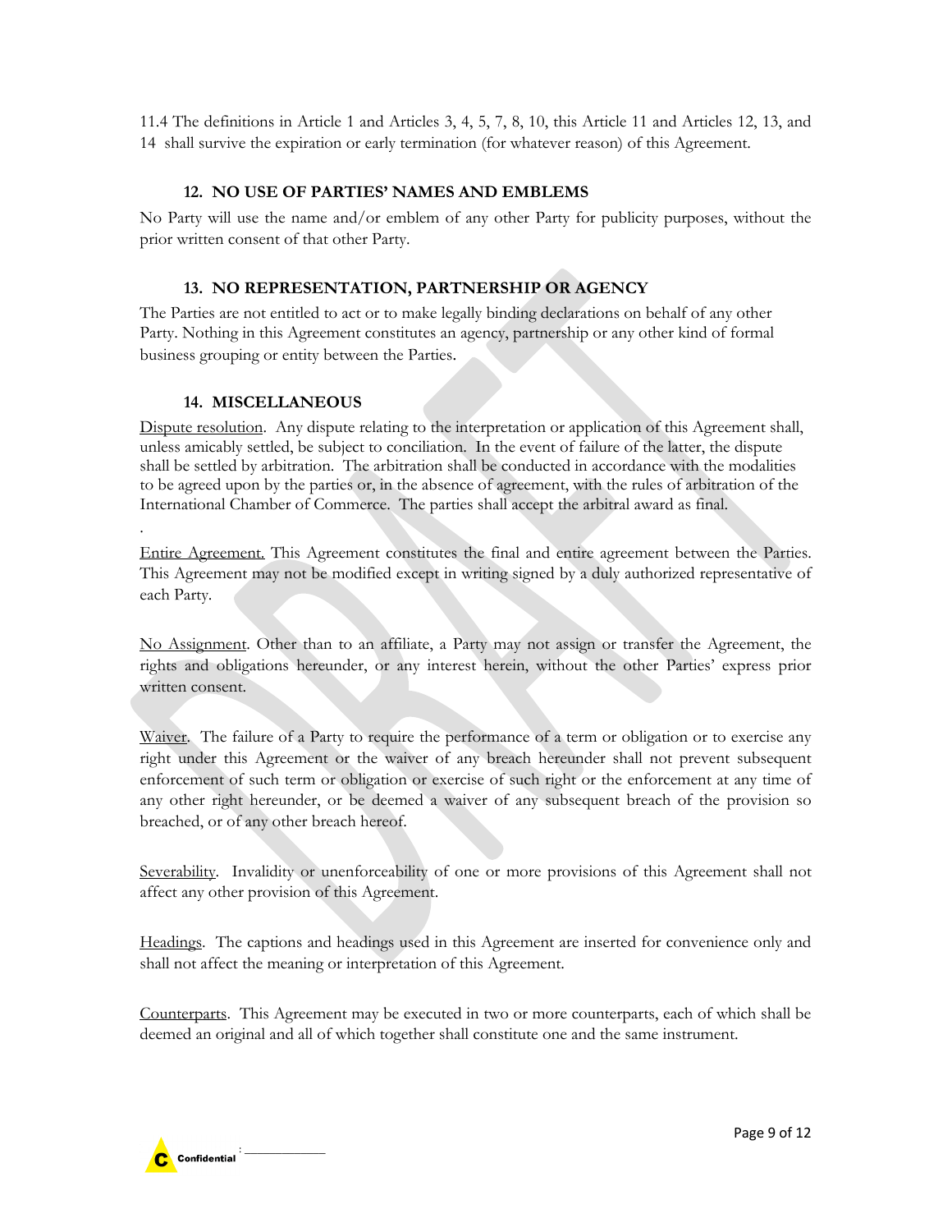11.4 The definitions in Article 1 and Articles 3, 4, 5, 7, 8, 10, this Article 11 and Articles 12, 13, and 14 shall survive the expiration or early termination (for whatever reason) of this Agreement.

## 12. NO USE OF PARTIES' NAMES AND EMBLEMS

No Party will use the name and/or emblem of any other Party for publicity purposes, without the prior written consent of that other Party.

## 13. NO REPRESENTATION, PARTNERSHIP OR AGENCY

The Parties are not entitled to act or to make legally binding declarations on behalf of any other Party. Nothing in this Agreement constitutes an agency, partnership or any other kind of formal business grouping or entity between the Parties.

## 14. MISCELLANEOUS

Dispute resolution. Any dispute relating to the interpretation or application of this Agreement shall, unless amicably settled, be subject to conciliation. In the event of failure of the latter, the dispute shall be settled by arbitration. The arbitration shall be conducted in accordance with the modalities to be agreed upon by the parties or, in the absence of agreement, with the rules of arbitration of the International Chamber of Commerce. The parties shall accept the arbitral award as final.

.

Entire Agreement. This Agreement constitutes the final and entire agreement between the Parties. This Agreement may not be modified except in writing signed by a duly authorized representative of each Party.

No Assignment. Other than to an affiliate, a Party may not assign or transfer the Agreement, the rights and obligations hereunder, or any interest herein, without the other Parties' express prior written consent.

Waiver. The failure of a Party to require the performance of a term or obligation or to exercise any right under this Agreement or the waiver of any breach hereunder shall not prevent subsequent enforcement of such term or obligation or exercise of such right or the enforcement at any time of any other right hereunder, or be deemed a waiver of any subsequent breach of the provision so breached, or of any other breach hereof.

Severability. Invalidity or unenforceability of one or more provisions of this Agreement shall not affect any other provision of this Agreement.

Headings. The captions and headings used in this Agreement are inserted for convenience only and shall not affect the meaning or interpretation of this Agreement.

Counterparts. This Agreement may be executed in two or more counterparts, each of which shall be deemed an original and all of which together shall constitute one and the same instrument.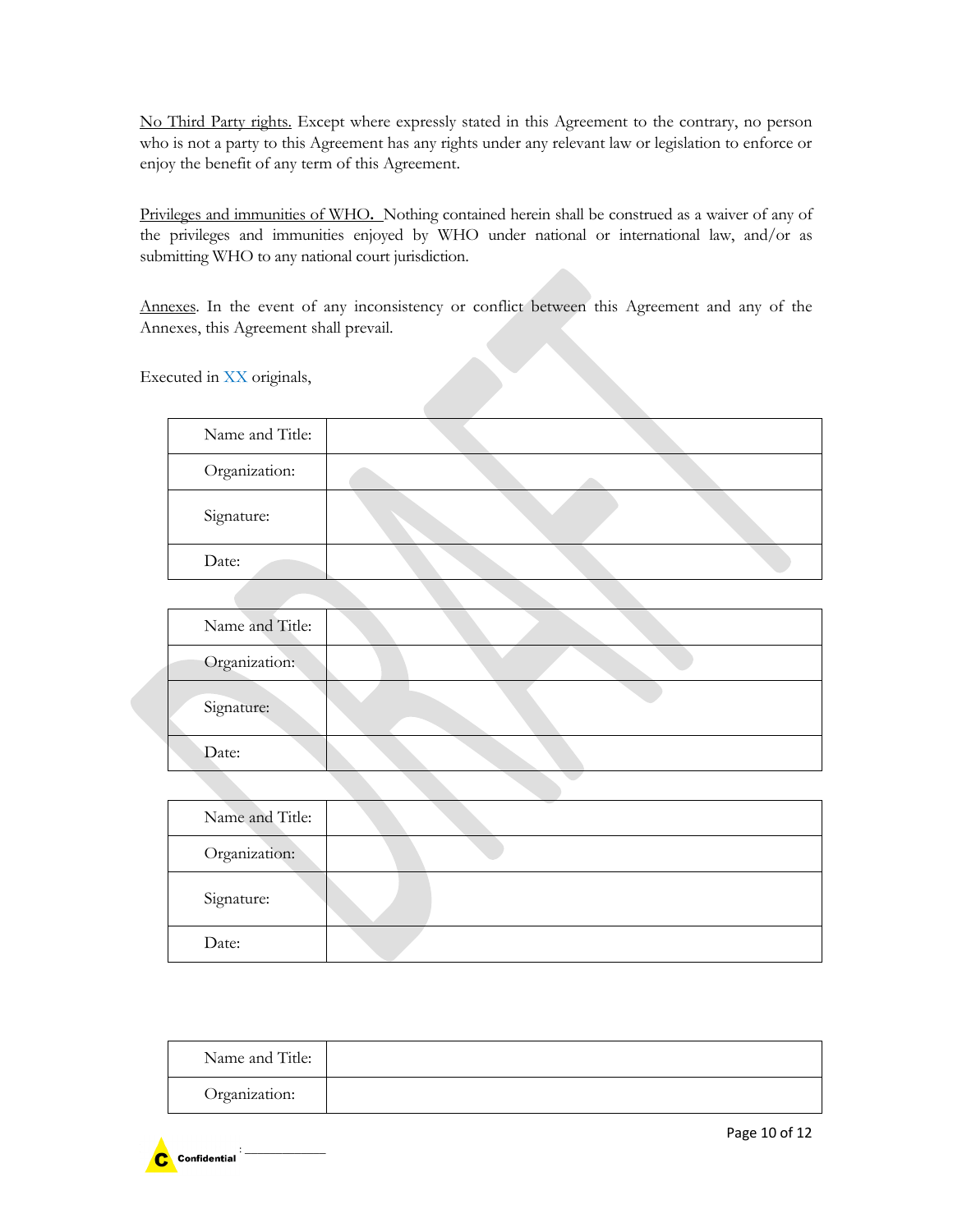No Third Party rights. Except where expressly stated in this Agreement to the contrary, no person who is not a party to this Agreement has any rights under any relevant law or legislation to enforce or enjoy the benefit of any term of this Agreement.

Privileges and immunities of WHO. Nothing contained herein shall be construed as a waiver of any of the privileges and immunities enjoyed by WHO under national or international law, and/or as submitting WHO to any national court jurisdiction.

Annexes. In the event of any inconsistency or conflict between this Agreement and any of the Annexes, this Agreement shall prevail.

Executed in XX originals,

| Name and Title: | |
|---|---|
| Organization: | |
| Signature: | |
| Date: | |

| Name and Title: | |
|---|---|
| Organization: | |
| Signature: | |
| Date: | |

| Name and Title: | |
|---|---|
| Organization: | |
| Signature: | |
| Date: | |

| Name and Title: | |
|---|---|
| Organization: | |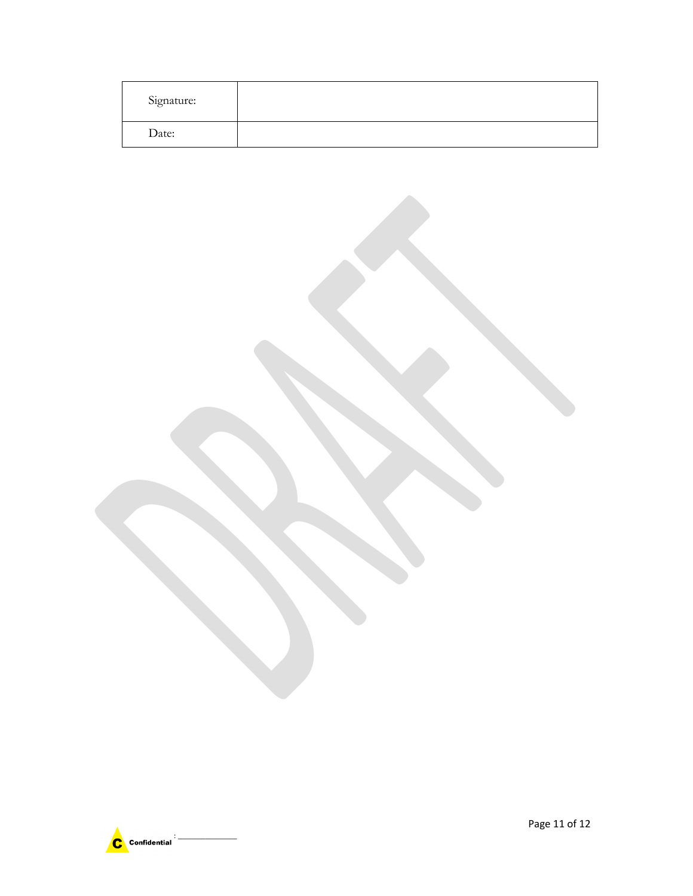| Signature: | |
|---|---|
| Date: | |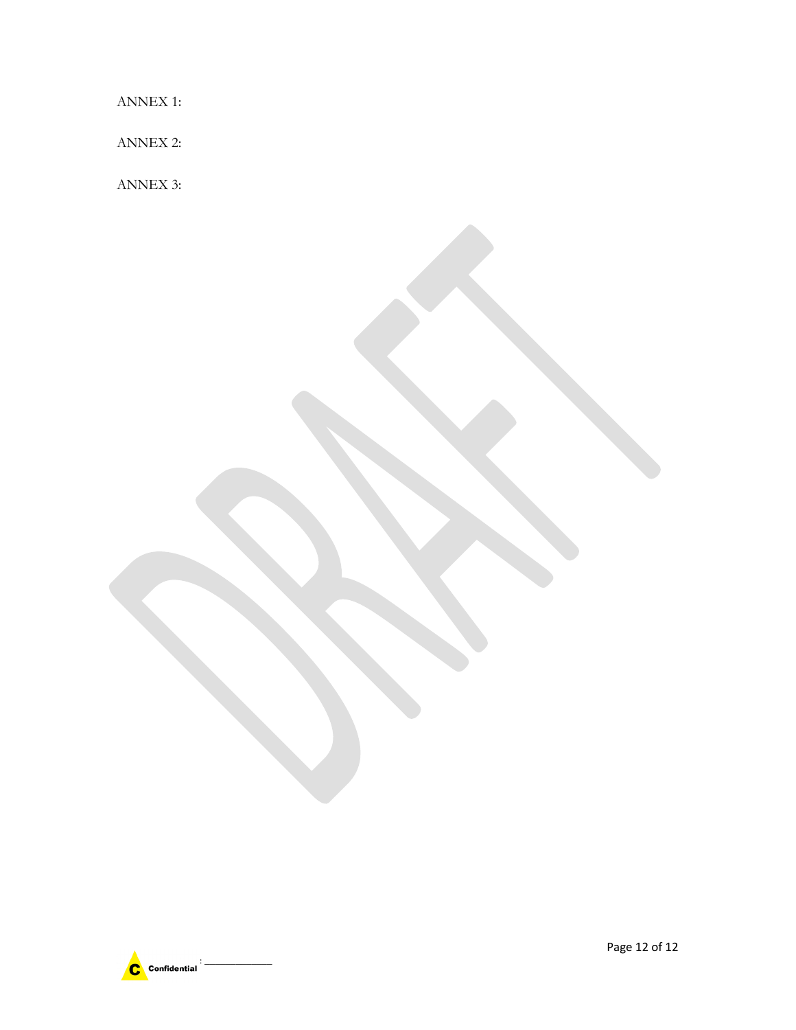ANNEX 1:

ANNEX 2:

ANNEX 3: